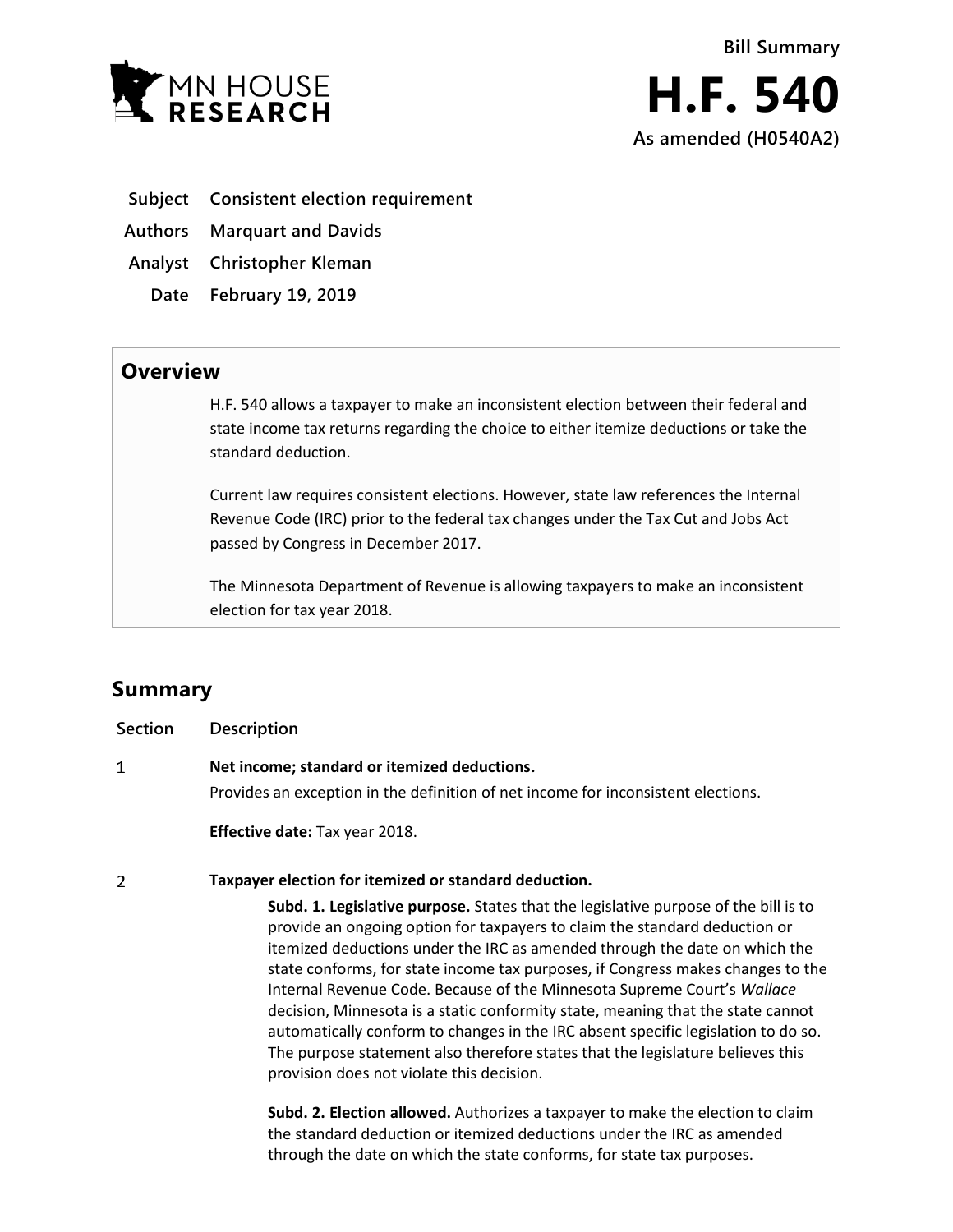MN HOUSE RESEARCH

Bill Summary

# H.F. 540

As amended (H0540A2)

**Subject** Consistent election requirement

**Authors** Marquart and Davids

**Analyst** Christopher Kleman

**Date** February 19, 2019

## Overview

H.F. 540 allows a taxpayer to make an inconsistent election between their federal and state income tax returns regarding the choice to either itemize deductions or take the standard deduction.

Current law requires consistent elections. However, state law references the Internal Revenue Code (IRC) prior to the federal tax changes under the Tax Cut and Jobs Act passed by Congress in December 2017.

The Minnesota Department of Revenue is allowing taxpayers to make an inconsistent election for tax year 2018.

## Summary

| Section | Description |
|---|---|
| 1 | **Net income; standard or itemized deductions.** Provides an exception in the definition of net income for inconsistent elections. **Effective date:** Tax year 2018. |
| 2 | **Taxpayer election for itemized or standard deduction.** **Subd. 1. Legislative purpose.** States that the legislative purpose of the bill is to provide an ongoing option for taxpayers to claim the standard deduction or itemized deductions under the IRC as amended through the date on which the state conforms, for state income tax purposes, if Congress makes changes to the Internal Revenue Code. Because of the Minnesota Supreme Court's *Wallace* decision, Minnesota is a static conformity state, meaning that the state cannot automatically conform to changes in the IRC absent specific legislation to do so. The purpose statement also therefore states that the legislature believes this provision does not violate this decision. **Subd. 2. Election allowed.** Authorizes a taxpayer to make the election to claim the standard deduction or itemized deductions under the IRC as amended through the date on which the state conforms, for state tax purposes. |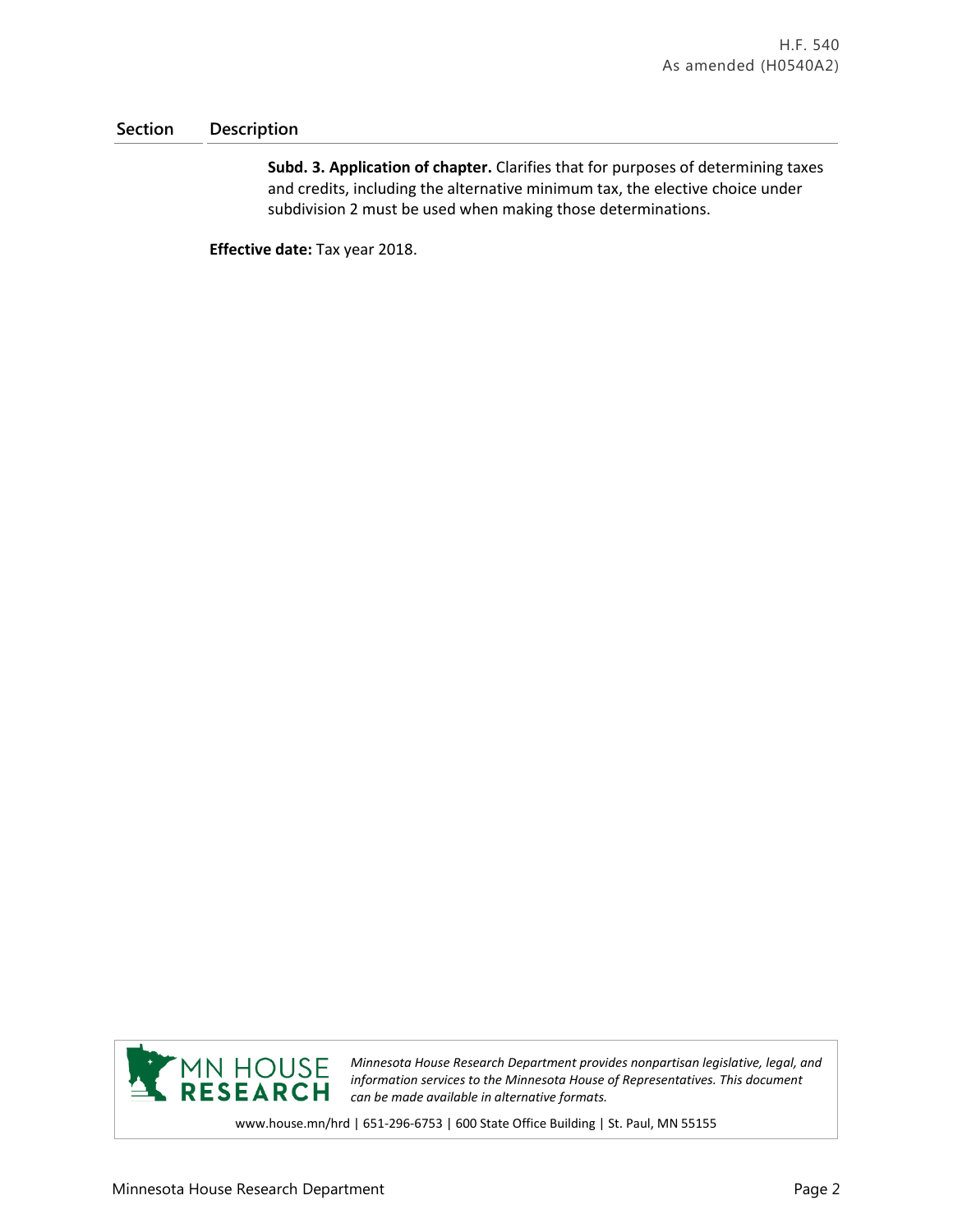| Section | Description |
| --- | --- |
| | **Subd. 3. Application of chapter.** Clarifies that for purposes of determining taxes and credits, including the alternative minimum tax, the elective choice under subdivision 2 must be used when making those determinations. |
| | **Effective date:** Tax year 2018. |

*Minnesota House Research Department provides nonpartisan legislative, legal, and information services to the Minnesota House of Representatives. This document can be made available in alternative formats.*

www.house.mn/hrd | 651-296-6753 | 600 State Office Building | St. Paul, MN 55155